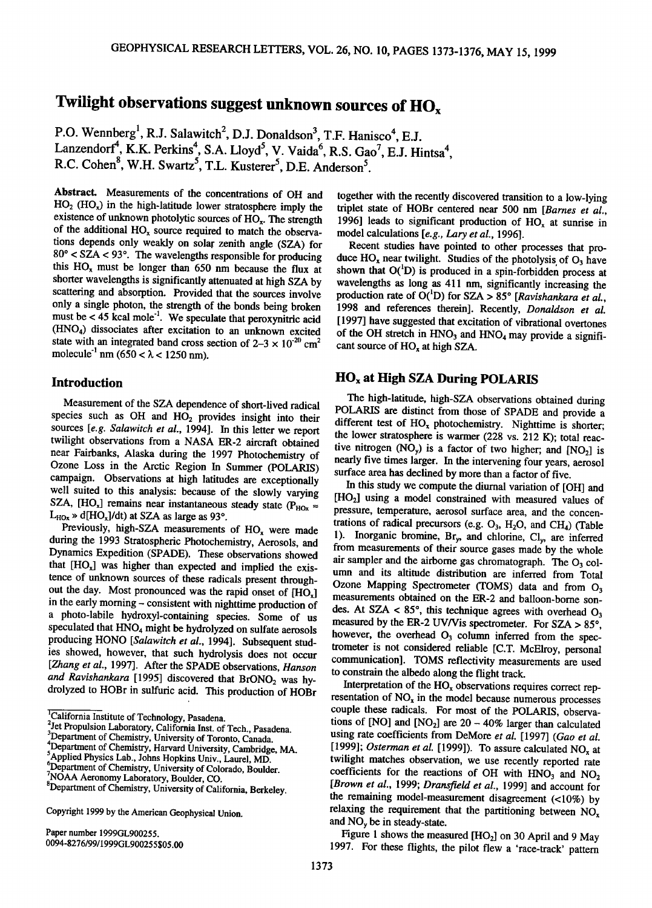# Twilight observations suggest unknown sources of $HO_x$

P.O. Wennberg[1], R.J. Salawitch[2], D.J. Donaldson[3], T.F. Hanisco[4], E.J. Lanzendorf[4], K.K. Perkins[4], S.A. Lloyd[5], V. Vaida[6], R.S. Gao[7], E.J. Hintsa[4], R.C. Cohen[8], W.H. Swartz[5], T.L. Kusterer[5], D.E. Anderson[5].

**Abstract.** Measurements of the concentrations of OH and $HO_2$ ($HO_x$) in the high-latitude lower stratosphere imply the existence of unknown photolytic sources of $HO_x$. The strength of the additional $HO_x$ source required to match the observations depends only weakly on solar zenith angle (SZA) for 80° < SZA < 93°. The wavelengths responsible for producing this $HO_x$ must be longer than 650 nm because the flux at shorter wavelengths is significantly attenuated at high SZA by scattering and absorption. Provided that the sources involve only a single photon, the strength of the bonds being broken must be < 45 kcal mole$^{-1}$. We speculate that peroxynitric acid ($HNO_4$) dissociates after excitation to an unknown excited state with an integrated band cross section of 2–3 × $10^{-20}$ cm$^2$ molecule$^{-1}$ nm (650 < λ < 1250 nm).

## Introduction

Measurement of the SZA dependence of short-lived radical species such as OH and $HO_2$ provides insight into their sources [*e.g. Salawitch et al.*, 1994]. In this letter we report twilight observations from a NASA ER-2 aircraft obtained near Fairbanks, Alaska during the 1997 Photochemistry of Ozone Loss in the Arctic Region In Summer (POLARIS) campaign. Observations at high latitudes are exceptionally well suited to this analysis: because of the slowly varying SZA, $[HO_x]$ remains near instantaneous steady state ($P_{HOx} \approx L_{HOx} \gg d[HO_x]/dt$) at SZA as large as 93°.

Previously, high-SZA measurements of $HO_x$ were made during the 1993 Stratospheric Photochemistry, Aerosols, and Dynamics Expedition (SPADE). These observations showed that $[HO_x]$ was higher than expected and implied the existence of unknown sources of these radicals present throughout the day. Most pronounced was the rapid onset of $[HO_x]$ in the early morning – consistent with nighttime production of a photo-labile hydroxyl-containing species. Some of us speculated that $HNO_4$ might be hydrolyzed on sulfate aerosols producing HONO [*Salawitch et al.*, 1994]. Subsequent studies showed, however, that such hydrolysis does not occur [*Zhang et al.*, 1997]. After the SPADE observations, *Hanson and Ravishankara* [1995] discovered that $BrONO_2$ was hydrolyzed to HOBr in sulfuric acid. This production of HOBr together with the recently discovered transition to a low-lying triplet state of HOBr centered near 500 nm [*Barnes et al.*, 1996] leads to significant production of $HO_x$ at sunrise in model calculations [*e.g., Lary et al.*, 1996].

Recent studies have pointed to other processes that produce $HO_x$ near twilight. Studies of the photolysis of $O_3$ have shown that $O(^1D)$ is produced in a spin-forbidden process at wavelengths as long as 411 nm, significantly increasing the production rate of $O(^1D)$ for SZA > 85° [*Ravishankara et al.*, 1998 and references therein]. Recently, *Donaldson et al.* [1997] have suggested that excitation of vibrational overtones of the OH stretch in $HNO_3$ and $HNO_4$ may provide a significant source of $HO_x$ at high SZA.

## $HO_x$ at High SZA During POLARIS

The high-latitude, high-SZA observations obtained during POLARIS are distinct from those of SPADE and provide a different test of $HO_x$ photochemistry. Nighttime is shorter; the lower stratosphere is warmer (228 vs. 212 K); total reactive nitrogen ($NO_y$) is a factor of two higher; and $[NO_2]$ is nearly five times larger. In the intervening four years, aerosol surface area has declined by more than a factor of five.

In this study we compute the diurnal variation of [OH] and $[HO_2]$ using a model constrained with measured values of pressure, temperature, aerosol surface area, and the concentrations of radical precursors (e.g. $O_3$, $H_2O$, and $CH_4$) (Table 1). Inorganic bromine, $Br_y$, and chlorine, $Cl_y$, are inferred from measurements of their source gases made by the whole air sampler and the airborne gas chromatograph. The $O_3$ column and its altitude distribution are inferred from Total Ozone Mapping Spectrometer (TOMS) data and from $O_3$ measurements obtained on the ER-2 and balloon-borne sondes. At SZA < 85°, this technique agrees with overhead $O_3$ measured by the ER-2 UV/Vis spectrometer. For SZA > 85°, however, the overhead $O_3$ column inferred from the spectrometer is not considered reliable [C.T. McElroy, personal communication]. TOMS reflectivity measurements are used to constrain the albedo along the flight track.

Interpretation of the $HO_x$ observations requires correct representation of $NO_x$ in the model because numerous processes couple these radicals. For most of the POLARIS, observations of [NO] and $[NO_2]$ are 20 – 40% larger than calculated using rate coefficients from DeMore *et al.* [1997] (*Gao et al.* [1999]; *Osterman et al.* [1999]). To assure calculated $NO_x$ at twilight matches observation, we use recently reported rate coefficients for the reactions of OH with $HNO_3$ and $NO_2$ [*Brown et al.*, 1999; *Dransfield et al.*, 1999] and account for the remaining model-measurement disagreement (<10%) by relaxing the requirement that the partitioning between $NO_x$ and $NO_y$ be in steady-state.

Figure 1 shows the measured $[HO_2]$ on 30 April and 9 May 1997. For these flights, the pilot flew a 'race-track' pattern

[1]California Institute of Technology, Pasadena.
[2]Jet Propulsion Laboratory, California Inst. of Tech., Pasadena.
[3]Department of Chemistry, University of Toronto, Canada.
[4]Department of Chemistry, Harvard University, Cambridge, MA.
[5]Applied Physics Lab., Johns Hopkins Univ., Laurel, MD.
[6]Department of Chemistry, University of Colorado, Boulder.
[7]NOAA Aeronomy Laboratory, Boulder, CO.
[8]Department of Chemistry, University of California, Berkeley.

Copyright 1999 by the American Geophysical Union.

Paper number 1999GL900255.
0094-8276/99/1999GL900255$05.00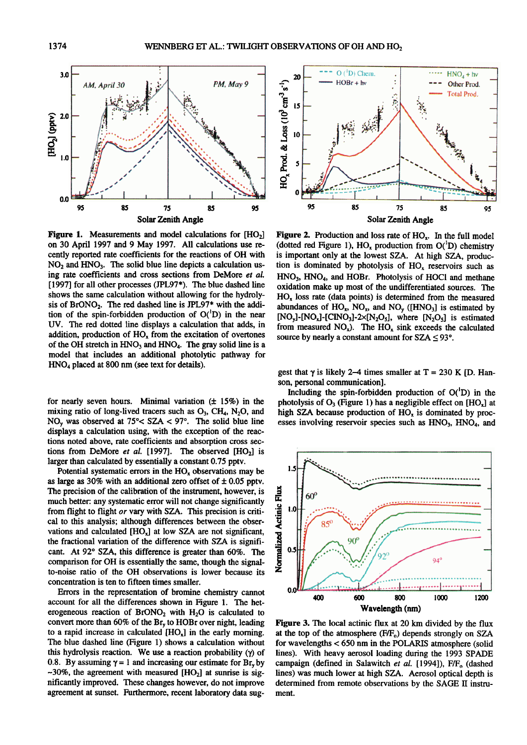AM, April 30

PM, May 9

$[HO_2]$ (pptv)

3.0

2.0

1.0

0.0

95 85 75 85 95

Solar Zenith Angle

**Figure 1.** Measurements and model calculations for $[HO_2]$ on 30 April 1997 and 9 May 1997. All calculations use recently reported rate coefficients for the reactions of OH with $NO_2$ and $HNO_3$. The solid blue line depicts a calculation using rate coefficients and cross sections from DeMore *et al.* [1997] for all other processes (JPL97*). The blue dashed line shows the same calculation without allowing for the hydrolysis of $BrONO_2$. The red dashed line is JPL97* with the addition of the spin-forbidden production of $O(^1D)$ in the near UV. The red dotted line displays a calculation that adds, in addition, production of $HO_x$ from the excitation of overtones of the OH stretch in $HNO_3$ and $HNO_4$. The gray solid line is a model that includes an additional photolytic pathway for $HNO_4$ placed at 800 nm (see text for details).

$O(^1D)$ Chem.

HOBr + hv

$HNO_4$ + hv

Other Prod.

Total Prod.

$HO_x$ Prod. & Loss ($10^3$ cm$^{-3}$ s$^{-1}$)

20

15

10

5

0

95 85 75 85 95

Solar Zenith Angle

**Figure 2.** Production and loss rate of $HO_x$. In the full model (dotted red Figure 1), $HO_x$ production from $O(^1D)$ chemistry is important only at the lowest SZA. At high SZA, production is dominated by photolysis of $HO_x$ reservoirs such as $HNO_3$, $HNO_4$, and HOBr. Photolysis of HOCl and methane oxidation make up most of the undifferentiated sources. The $HO_x$ loss rate (data points) is determined from the measured abundances of $HO_x$, $NO_x$, and $NO_y$ ($[HNO_3]$ is estimated by $[NO_y]$-$[NO_x]$-$[ClNO_3]$-2×$[N_2O_5]$, where $[N_2O_5]$ is estimated from measured $NO_x$). The $HO_x$ sink exceeds the calculated source by nearly a constant amount for SZA ≤ 93°.

for nearly seven hours. Minimal variation (± 15%) in the mixing ratio of long-lived tracers such as $O_3$, $CH_4$, $N_2O$, and $NO_y$ was observed at 75°< SZA < 97°. The solid blue line displays a calculation using, with the exception of the reactions noted above, rate coefficients and absorption cross sections from DeMore *et al.* [1997]. The observed $[HO_2]$ is larger than calculated by essentially a constant 0.75 pptv.

Potential systematic errors in the $HO_x$ observations may be as large as 30% with an additional zero offset of ± 0.05 pptv. The precision of the calibration of the instrument, however, is much better: any systematic error will not change significantly from flight to flight *or* vary with SZA. This precision is critical to this analysis; although differences between the observations and calculated $[HO_x]$ at low SZA are not significant, the fractional variation of the difference with SZA is significant. At 92° SZA, this difference is greater than 60%. The comparison for OH is essentially the same, though the signal-to-noise ratio of the OH observations is lower because its concentration is ten to fifteen times smaller.

Errors in the representation of bromine chemistry cannot account for all the differences shown in Figure 1. The heterogeneous reaction of $BrONO_2$ with $H_2O$ is calculated to convert more than 60% of the $Br_y$ to HOBr over night, leading to a rapid increase in calculated $[HO_x]$ in the early morning. The blue dashed line (Figure 1) shows a calculation without this hydrolysis reaction. We use a reaction probability (γ) of 0.8. By assuming γ = 1 and increasing our estimate for $Br_y$ by ~30%, the agreement with measured $[HO_2]$ at sunrise is significantly improved. These changes however, do not improve agreement at sunset. Furthermore, recent laboratory data suggest that γ is likely 2–4 times smaller at T = 230 K [D. Hanson, personal communication].

Including the spin-forbidden production of $O(^1D)$ in the photolysis of $O_3$ (Figure 1) has a negligible effect on $[HO_x]$ at high SZA because production of $HO_x$ is dominated by processes involving reservoir species such as $HNO_3$, $HNO_4$, and

Normalized Actinic Flux

1.5

1.0

0.5

0.0

60°

85°

90°

92°

94°

400 600 800 1000 1200

Wavelength (nm)

**Figure 3.** The local actinic flux at 20 km divided by the flux at the top of the atmosphere ($F/F_o$) depends strongly on SZA for wavelengths < 650 nm in the POLARIS atmosphere (solid lines). With heavy aerosol loading during the 1993 SPADE campaign (defined in Salawitch *et al.* [1994]), $F/F_o$ (dashed lines) was much lower at high SZA. Aerosol optical depth is determined from remote observations by the SAGE II instrument.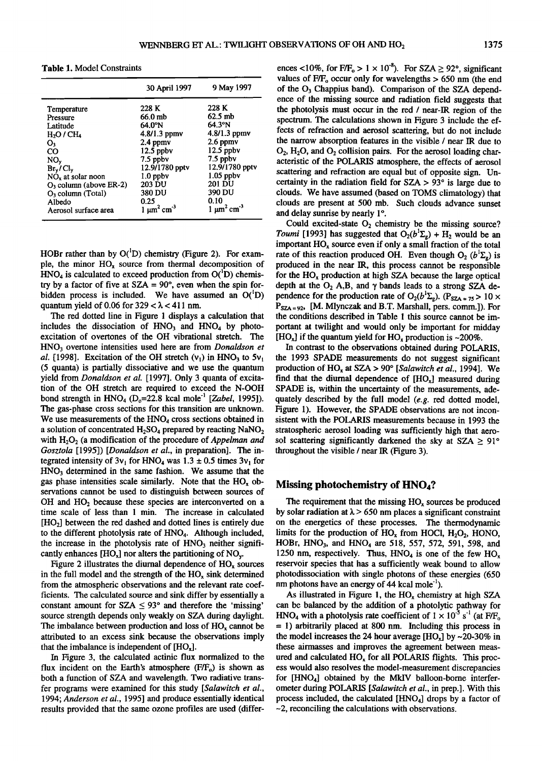**Table 1.** Model Constraints

| | 30 April 1997 | 9 May 1997 |
|---|---|---|
| Temperature | 228 K | 228 K |
| Pressure | 66.0 mb | 62.5 mb |
| Latitude | 64.0°N | 64.3°N |
| $H_2O$ / $CH_4$ | 4.8/1.3 ppmv | 4.8/1.3 ppmv |
| $O_3$ | 2.4 ppmv | 2.6 ppmv |
| CO | 12.5 ppbv | 12.5 ppbv |
| $NO_y$ | 7.5 ppbv | 7.5 ppbv |
| $Br_y$ / $Cl_y$ | 12.9/1780 pptv | 12.9/1780 pptv |
| $NO_x$ at solar noon | 1.0 ppbv | 1.05 ppbv |
| $O_3$ column (above ER-2) | 203 DU | 201 DU |
| $O_3$ column (Total) | 380 DU | 390 DU |
| Albedo | 0.25 | 0.10 |
| Aerosol surface area | 1 $\mu m^2$ $cm^{-3}$ | 1 $\mu m^2$ $cm^{-3}$ |

HOBr rather than by $O(^1D)$ chemistry (Figure 2). For example, the minor $HO_x$ source from thermal decomposition of $HNO_4$ is calculated to exceed production from $O(^1D)$ chemistry by a factor of five at SZA = 90°, even when the spin forbidden process is included. We have assumed an $O(^1D)$ quantum yield of 0.06 for $329 < \lambda < 411$ nm.

The red dotted line in Figure 1 displays a calculation that includes the dissociation of $HNO_3$ and $HNO_4$ by photoexcitation of overtones of the OH vibrational stretch. The $HNO_3$ overtone intensities used here are from *Donaldson et al.* [1998]. Excitation of the OH stretch ($v_1$) in $HNO_3$ to $5v_1$ (5 quanta) is partially dissociative and we use the quantum yield from *Donaldson et al.* [1997]. Only 3 quanta of excitation of the OH stretch are required to exceed the N-OOH bond strength in $HNO_4$ ($D_0$=22.8 kcal $mole^{-1}$ [*Zabel*, 1995]). The gas-phase cross sections for this transition are unknown. We use measurements of the $HNO_4$ cross sections obtained in a solution of concentrated $H_2SO_4$ prepared by reacting $NaNO_2$ with $H_2O_2$ (a modification of the procedure of *Appelman and Gosztola* [1995]) [*Donaldson et al.*, in preparation]. The integrated intensity of $3v_1$ for $HNO_4$ was $1.3 \pm 0.5$ times $3v_1$ for $HNO_3$ determined in the same fashion. We assume that the gas phase intensities scale similarly. Note that the $HO_x$ observations cannot be used to distinguish between sources of OH and $HO_2$ because these species are interconverted on a time scale of less than 1 min. The increase in calculated $[HO_2]$ between the red dashed and dotted lines is entirely due to the different photolysis rate of $HNO_4$. Although included, the increase in the photolysis rate of $HNO_3$ neither significantly enhances $[HO_x]$ nor alters the partitioning of $NO_y$.

Figure 2 illustrates the diurnal dependence of $HO_x$ sources in the full model and the strength of the $HO_x$ sink determined from the atmospheric observations and the relevant rate coefficients. The calculated source and sink differ by essentially a constant amount for SZA ≤ 93° and therefore the 'missing' source strength depends only weakly on SZA during daylight. The imbalance between production and loss of $HO_x$ cannot be attributed to an excess sink because the observations imply that the imbalance is independent of $[HO_x]$.

In Figure 3, the calculated actinic flux normalized to the flux incident on the Earth's atmosphere ($F/F_o$) is shown as both a function of SZA and wavelength. Two radiative transfer programs were examined for this study [*Salawitch et al.*, 1994; *Anderson et al.*, 1995] and produce essentially identical results provided that the same ozone profiles are used (differences <10%, for $F/F_o > 1 \times 10^{-8}$). For SZA ≥ 92°, significant values of $F/F_o$ occur only for wavelengths > 650 nm (the end of the $O_3$ Chappius band). Comparison of the SZA dependence of the missing source and radiation field suggests that the photolysis must occur in the red / near-IR region of the spectrum. The calculations shown in Figure 3 include the effects of refraction and aerosol scattering, but do not include the narrow absorption features in the visible / near IR due to $O_2$, $H_2O$, and $O_2$ collision pairs. For the aerosol loading characteristic of the POLARIS atmosphere, the effects of aerosol scattering and refraction are equal but of opposite sign. Uncertainty in the radiation field for SZA > 93° is large due to clouds. We have assumed (based on TOMS climatology) that clouds are present at 500 mb. Such clouds advance sunset and delay sunrise by nearly 1°.

Could excited-state $O_2$ chemistry be the missing source? *Toumi* [1993] has suggested that $O_2(b^1\Sigma_g) + H_2$ would be an important $HO_x$ source even if only a small fraction of the total rate of this reaction produced OH. Even though $O_2$ $(b^1\Sigma_g)$ is produced in the near IR, this process cannot be responsible for the $HO_x$ production at high SZA because the large optical depth at the $O_2$ A,B, and $\gamma$ bands leads to a strong SZA dependence for the production rate of $O_2(b^1\Sigma_g)$. ($P_{SZA=75} > 10 \times P_{SZA=92}$, [M. Mlynczak and B.T. Marshall, pers. comm.]). For the conditions described in Table 1 this source cannot be important at twilight and would only be important for midday $[HO_x]$ if the quantum yield for $HO_x$ production is ~200%.

In contrast to the observations obtained during POLARIS, the 1993 SPADE measurements do not suggest significant production of $HO_x$ at SZA > 90° [*Salawitch et al.*, 1994]. We find that the diurnal dependence of $[HO_x]$ measured during SPADE is, within the uncertainty of the measurements, adequately described by the full model (*e.g.* red dotted model, Figure 1). However, the SPADE observations are not inconsistent with the POLARIS measurements because in 1993 the stratospheric aerosol loading was sufficiently high that aerosol scattering significantly darkened the sky at SZA ≥ 91° throughout the visible / near IR (Figure 3).

## Missing photochemistry of $HNO_4$?

The requirement that the missing $HO_x$ sources be produced by solar radiation at $\lambda > 650$ nm places a significant constraint on the energetics of these processes. The thermodynamic limits for the production of $HO_x$ from HOCl, $H_2O_2$, HONO, HOBr, $HNO_3$, and $HNO_4$ are 518, 557, 572, 591, 598, and 1250 nm, respectively. Thus, $HNO_4$ is one of the few $HO_x$ reservoir species that has a sufficiently weak bound to allow photodissociation with single photons of these energies (650 nm photons have an energy of 44 kcal $mole^{-1}$).

As illustrated in Figure 1, the $HO_x$ chemistry at high SZA can be balanced by the addition of a photolytic pathway for $HNO_4$ with a photolysis rate coefficient of $1 \times 10^{-5}$ $s^{-1}$ (at $F/F_o$ = 1) arbitrarily placed at 800 nm. Including this process in the model increases the 24 hour average $[HO_x]$ by ~20-30% in these airmasses and improves the agreement between measured and calculated $HO_x$ for all POLARIS flights. This process would also resolves the model-measurement discrepancies for $[HNO_4]$ obtained by the MkIV balloon-borne interferometer during POLARIS [*Salawitch et al.*, in prep.]. With this process included, the calculated $[HNO_4]$ drops by a factor of ~2, reconciling the calculations with observations.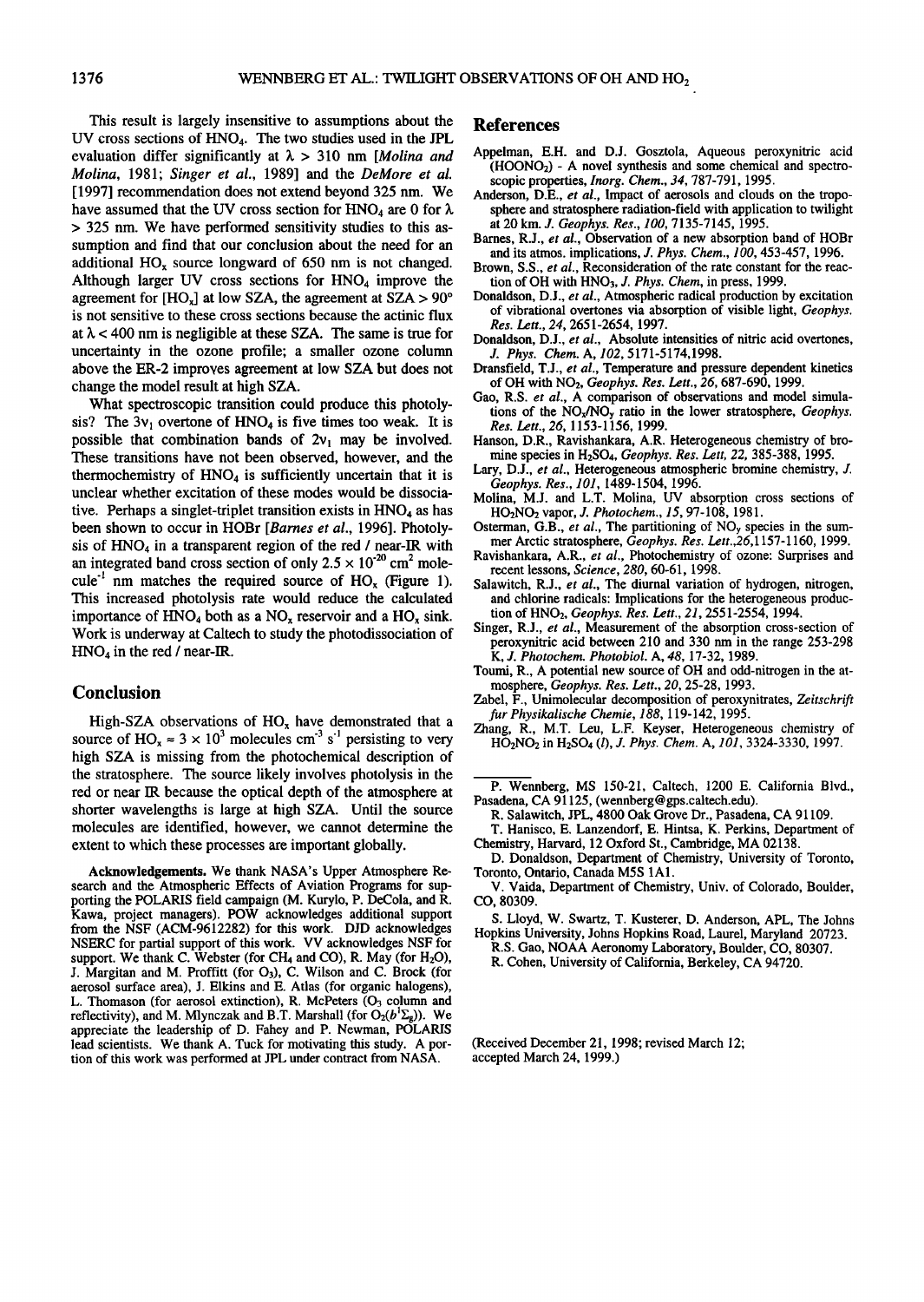This result is largely insensitive to assumptions about the UV cross sections of $HNO_4$. The two studies used in the JPL evaluation differ significantly at $\lambda > 310$ nm [*Molina and Molina*, 1981; *Singer et al.*, 1989] and the *DeMore et al.* [1997] recommendation does not extend beyond 325 nm. We have assumed that the UV cross section for $HNO_4$ are 0 for $\lambda > 325$ nm. We have performed sensitivity studies to this assumption and find that our conclusion about the need for an additional $HO_x$ source longward of 650 nm is not changed. Although larger UV cross sections for $HNO_4$ improve the agreement for $[HO_x]$ at low SZA, the agreement at SZA > 90° is not sensitive to these cross sections because the actinic flux at $\lambda < 400$ nm is negligible at these SZA. The same is true for uncertainty in the ozone profile; a smaller ozone column above the ER-2 improves agreement at low SZA but does not change the model result at high SZA.

What spectroscopic transition could produce this photolysis? The $3\nu_1$ overtone of $HNO_4$ is five times too weak. It is possible that combination bands of $2\nu_1$ may be involved. These transitions have not been observed, however, and the thermochemistry of $HNO_4$ is sufficiently uncertain that it is unclear whether excitation of these modes would be dissociative. Perhaps a singlet-triplet transition exists in $HNO_4$ as has been shown to occur in HOBr [*Barnes et al.*, 1996]. Photolysis of $HNO_4$ in a transparent region of the red / near-IR with an integrated band cross section of only $2.5 \times 10^{-20}$ cm$^2$ molecule$^{-1}$ nm matches the required source of $HO_x$ (Figure 1). This increased photolysis rate would reduce the calculated importance of $HNO_4$ both as a $NO_x$ reservoir and a $HO_x$ sink. Work is underway at Caltech to study the photodissociation of $HNO_4$ in the red / near-IR.

## Conclusion

High-SZA observations of $HO_x$ have demonstrated that a source of $HO_x \approx 3 \times 10^3$ molecules cm$^{-3}$ s$^{-1}$ persisting to very high SZA is missing from the photochemical description of the stratosphere. The source likely involves photolysis in the red or near IR because the optical depth of the atmosphere at shorter wavelengths is large at high SZA. Until the source molecules are identified, however, we cannot determine the extent to which these processes are important globally.

**Acknowledgements.** We thank NASA's Upper Atmosphere Research and the Atmospheric Effects of Aviation Programs for supporting the POLARIS field campaign (M. Kurylo, P. DeCola, and R. Kawa, project managers). POW acknowledges additional support from the NSF (ACM-9612282) for this work. DJD acknowledges NSERC for partial support of this work. VV acknowledges NSF for support. We thank C. Webster (for $CH_4$ and CO), R. May (for $H_2O$), J. Margitan and M. Proffitt (for $O_3$), C. Wilson and C. Brock (for aerosol surface area), J. Elkins and E. Atlas (for organic halogens), L. Thomason (for aerosol extinction), R. McPeters ($O_3$ column and reflectivity), and M. Mlynczak and B.T. Marshall (for $O_2(b^1\Sigma_g)$). We appreciate the leadership of D. Fahey and P. Newman, POLARIS lead scientists. We thank A. Tuck for motivating this study. A portion of this work was performed at JPL under contract from NASA.

## References

Appelman, E.H. and D.J. Gosztola, Aqueous peroxynitric acid ($HOONO_2$) - A novel synthesis and some chemical and spectroscopic properties, *Inorg. Chem.*, *34*, 787-791, 1995.

Anderson, D.E., *et al.*, Impact of aerosols and clouds on the troposphere and stratosphere radiation-field with application to twilight at 20 km. *J. Geophys. Res.*, *100*, 7135-7145, 1995.

Barnes, R.J., *et al.*, Observation of a new absorption band of HOBr and its atmos. implications, *J. Phys. Chem.*, *100*, 453-457, 1996.

Brown, S.S., *et al.*, Reconsideration of the rate constant for the reaction of OH with $HNO_3$, *J. Phys. Chem*, in press, 1999.

Donaldson, D.J., *et al.*, Atmospheric radical production by excitation of vibrational overtones via absorption of visible light, *Geophys. Res. Lett.*, *24*, 2651-2654, 1997.

Donaldson, D.J., *et al.*, Absolute intensities of nitric acid overtones, *J. Phys. Chem.* A, *102*, 5171-5174,1998.

Dransfield, T.J., *et al.*, Temperature and pressure dependent kinetics of OH with $NO_2$, *Geophys. Res. Lett.*, *26*, 687-690, 1999.

Gao, R.S. *et al.*, A comparison of observations and model simulations of the $NO_x/NO_y$ ratio in the lower stratosphere, *Geophys. Res. Lett.*, *26*, 1153-1156, 1999.

Hanson, D.R., Ravishankara, A.R. Heterogeneous chemistry of bromine species in $H_2SO_4$, *Geophys. Res. Lett*, *22*, 385-388, 1995.

Lary, D.J., *et al.*, Heterogeneous atmospheric bromine chemistry, *J. Geophys. Res.*, *101*, 1489-1504, 1996.

Molina, M.J. and L.T. Molina, UV absorption cross sections of $HO_2NO_2$ vapor, *J. Photochem.*, *15*, 97-108, 1981.

Osterman, G.B., *et al.*, The partitioning of $NO_y$ species in the summer Arctic stratosphere, *Geophys. Res. Lett.*,*26*,1157-1160, 1999.

Ravishankara, A.R., *et al.*, Photochemistry of ozone: Surprises and recent lessons, *Science*, *280*, 60-61, 1998.

Salawitch, R.J., *et al.*, The diurnal variation of hydrogen, nitrogen, and chlorine radicals: Implications for the heterogeneous production of $HNO_2$, *Geophys. Res. Lett.*, *21*, 2551-2554, 1994.

Singer, R.J., *et al.*, Measurement of the absorption cross-section of peroxynitric acid between 210 and 330 nm in the range 253-298 K, *J. Photochem. Photobiol.* A, *48*, 17-32, 1989.

Toumi, R., A potential new source of OH and odd-nitrogen in the atmosphere, *Geophys. Res. Lett.*, *20*, 25-28, 1993.

Zabel, F., Unimolecular decomposition of peroxynitrates, *Zeitschrift fur Physikalische Chemie*, *188*, 119-142, 1995.

Zhang, R., M.T. Leu, L.F. Keyser, Heterogeneous chemistry of $HO_2NO_2$ in $H_2SO_4$ (*l*), *J. Phys. Chem.* A, *101*, 3324-3330, 1997.

---

P. Wennberg, MS 150-21, Caltech, 1200 E. California Blvd., Pasadena, CA 91125, (wennberg@gps.caltech.edu).

R. Salawitch, JPL, 4800 Oak Grove Dr., Pasadena, CA 91109.

T. Hanisco, E. Lanzendorf, E. Hintsa, K. Perkins, Department of Chemistry, Harvard, 12 Oxford St., Cambridge, MA 02138.

D. Donaldson, Department of Chemistry, University of Toronto, Toronto, Ontario, Canada M5S 1A1.

V. Vaida, Department of Chemistry, Univ. of Colorado, Boulder, CO, 80309.

S. Lloyd, W. Swartz, T. Kusterer, D. Anderson, APL, The Johns Hopkins University, Johns Hopkins Road, Laurel, Maryland 20723.

R.S. Gao, NOAA Aeronomy Laboratory, Boulder, CO, 80307.

R. Cohen, University of California, Berkeley, CA 94720.

(Received December 21, 1998; revised March 12; accepted March 24, 1999.)